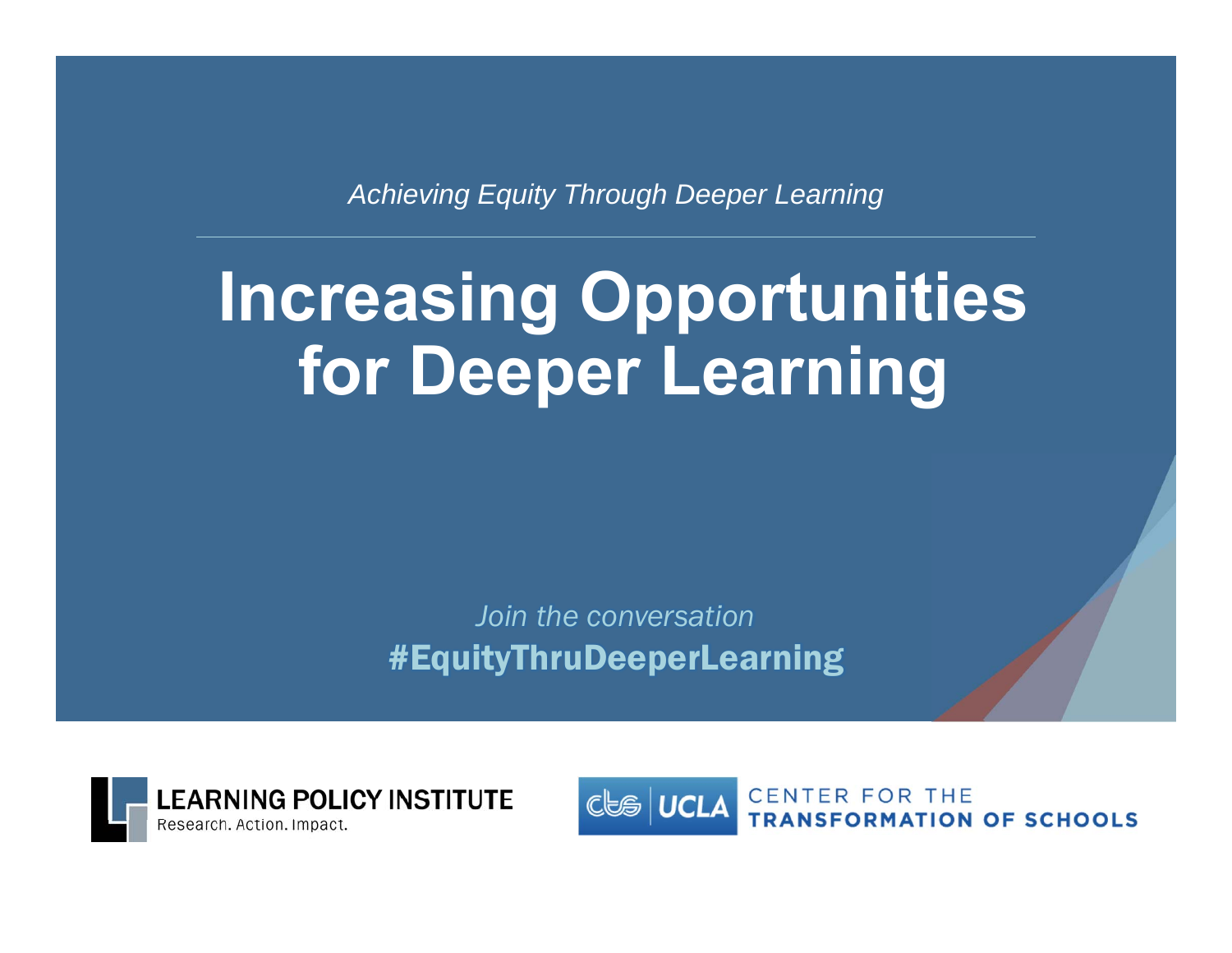*Achieving Equity Through Deeper Learning*

# Increasing Opportunities for Deeper Learning

*Join the conversation*

**#EquityThruDeeperLearning**

LEARNING POLICY INSTITUTE
Research. Action. Impact.

CTS | UCLA CENTER FOR THE TRANSFORMATION OF SCHOOLS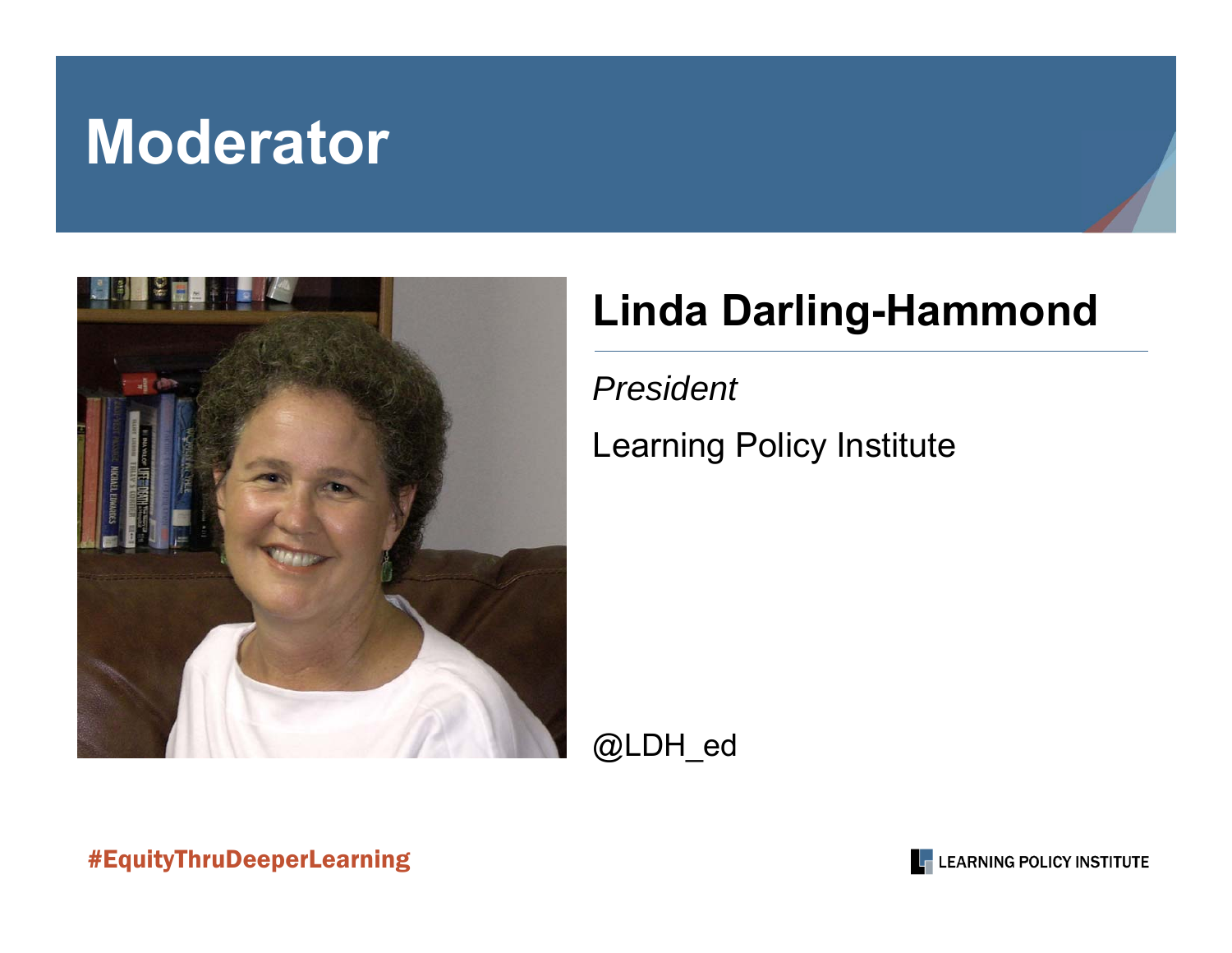# Moderator

## Linda Darling-Hammond

*President*

Learning Policy Institute

@LDH_ed

#EquityThruDeeperLearning

LEARNING POLICY INSTITUTE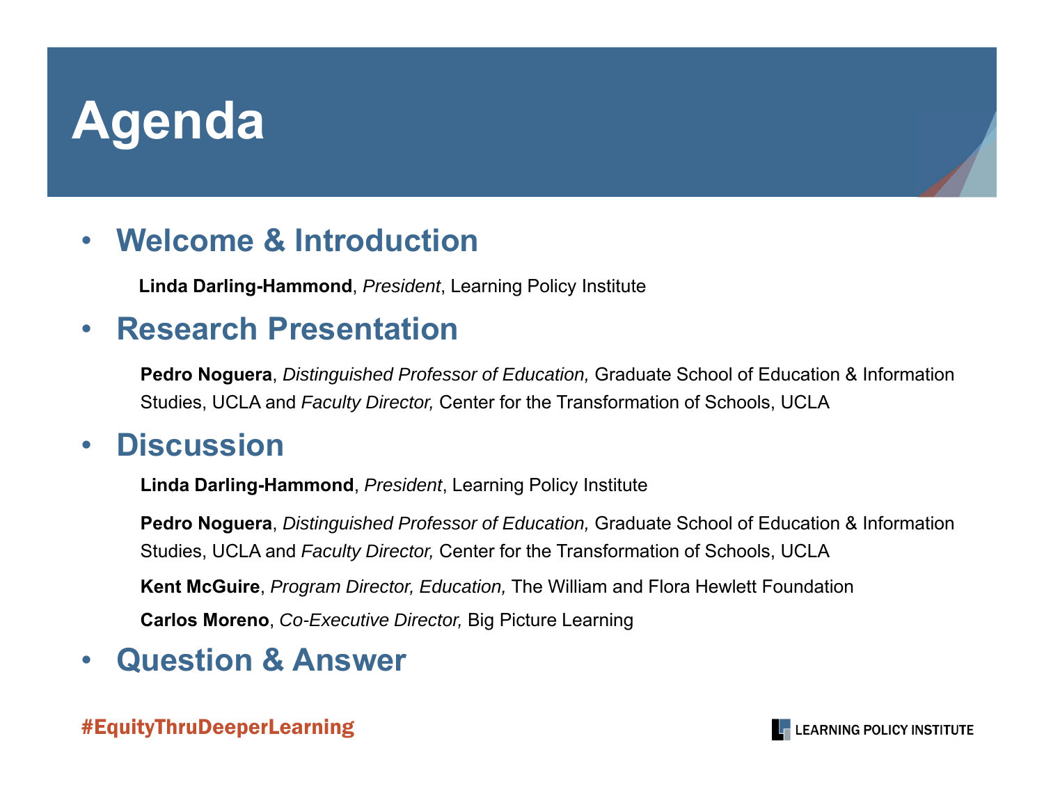# Agenda

- **Welcome & Introduction**

  **Linda Darling-Hammond**, *President*, Learning Policy Institute

- **Research Presentation**

  **Pedro Noguera**, *Distinguished Professor of Education,* Graduate School of Education & Information Studies, UCLA and *Faculty Director,* Center for the Transformation of Schools, UCLA

- **Discussion**

  **Linda Darling-Hammond**, *President*, Learning Policy Institute

  **Pedro Noguera**, *Distinguished Professor of Education,* Graduate School of Education & Information Studies, UCLA and *Faculty Director,* Center for the Transformation of Schools, UCLA

  **Kent McGuire**, *Program Director, Education,* The William and Flora Hewlett Foundation

  **Carlos Moreno**, *Co-Executive Director,* Big Picture Learning

- **Question & Answer**

#EquityThruDeeperLearning

LEARNING POLICY INSTITUTE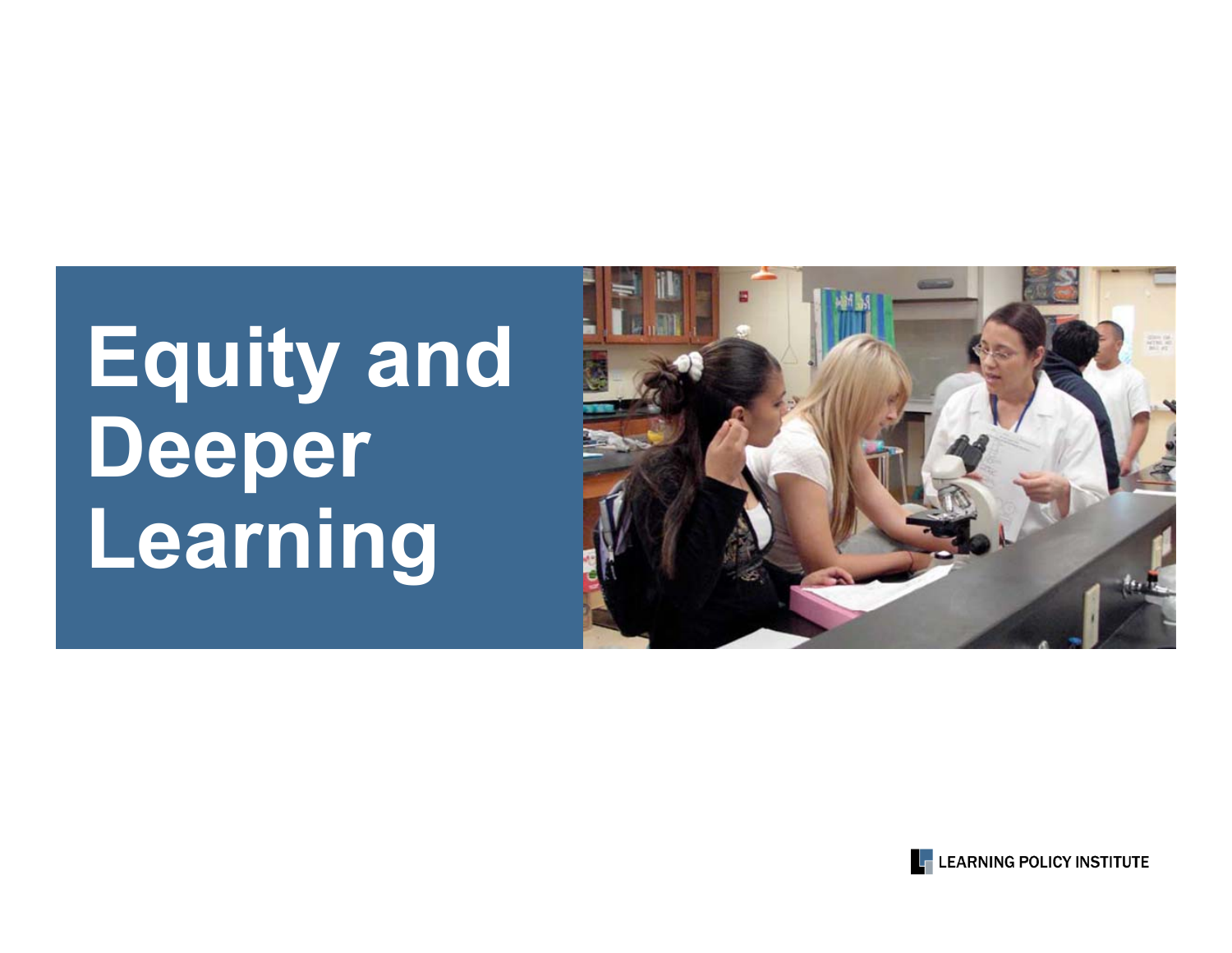# Equity and Deeper Learning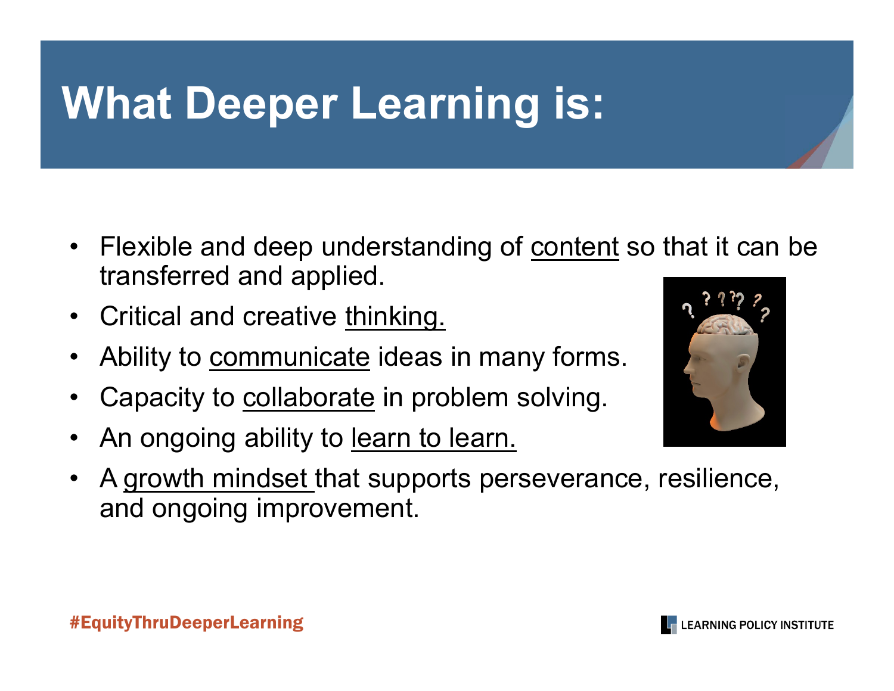# What Deeper Learning is:

- Flexible and deep understanding of <u>content</u> so that it can be transferred and applied.
- Critical and creative <u>thinking.</u>
- Ability to <u>communicate</u> ideas in many forms.
- Capacity to <u>collaborate</u> in problem solving.
- An ongoing ability to <u>learn to learn.</u>
- A <u>growth mindset</u> that supports perseverance, resilience, and ongoing improvement.

#EquityThruDeeperLearning

LEARNING POLICY INSTITUTE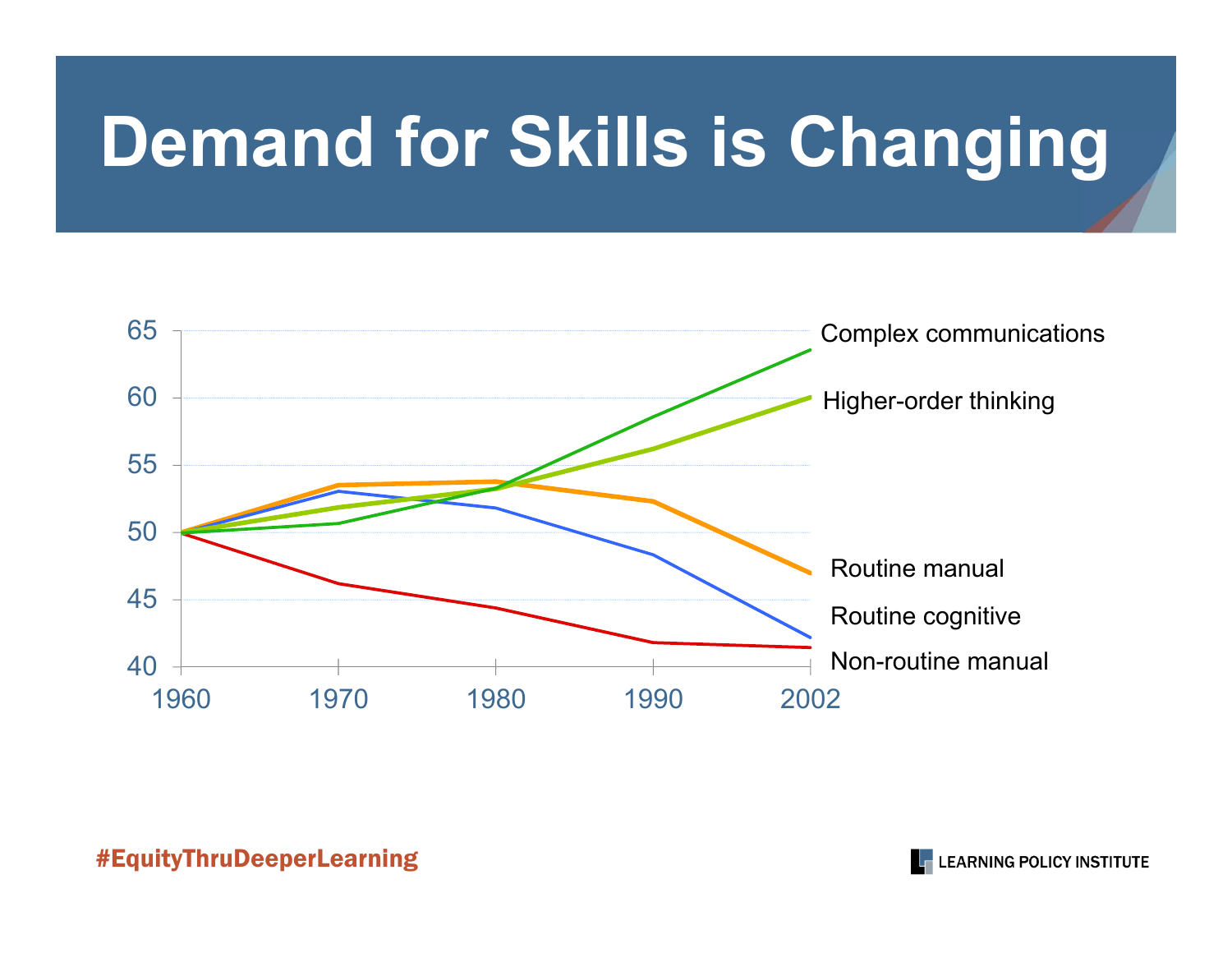# Demand for Skills is Changing

65
60
55
50
45
40

1960 1970 1980 1990 2002

Complex communications

Higher-order thinking

Routine manual

Routine cognitive

Non-routine manual

#EquityThruDeeperLearning

LEARNING POLICY INSTITUTE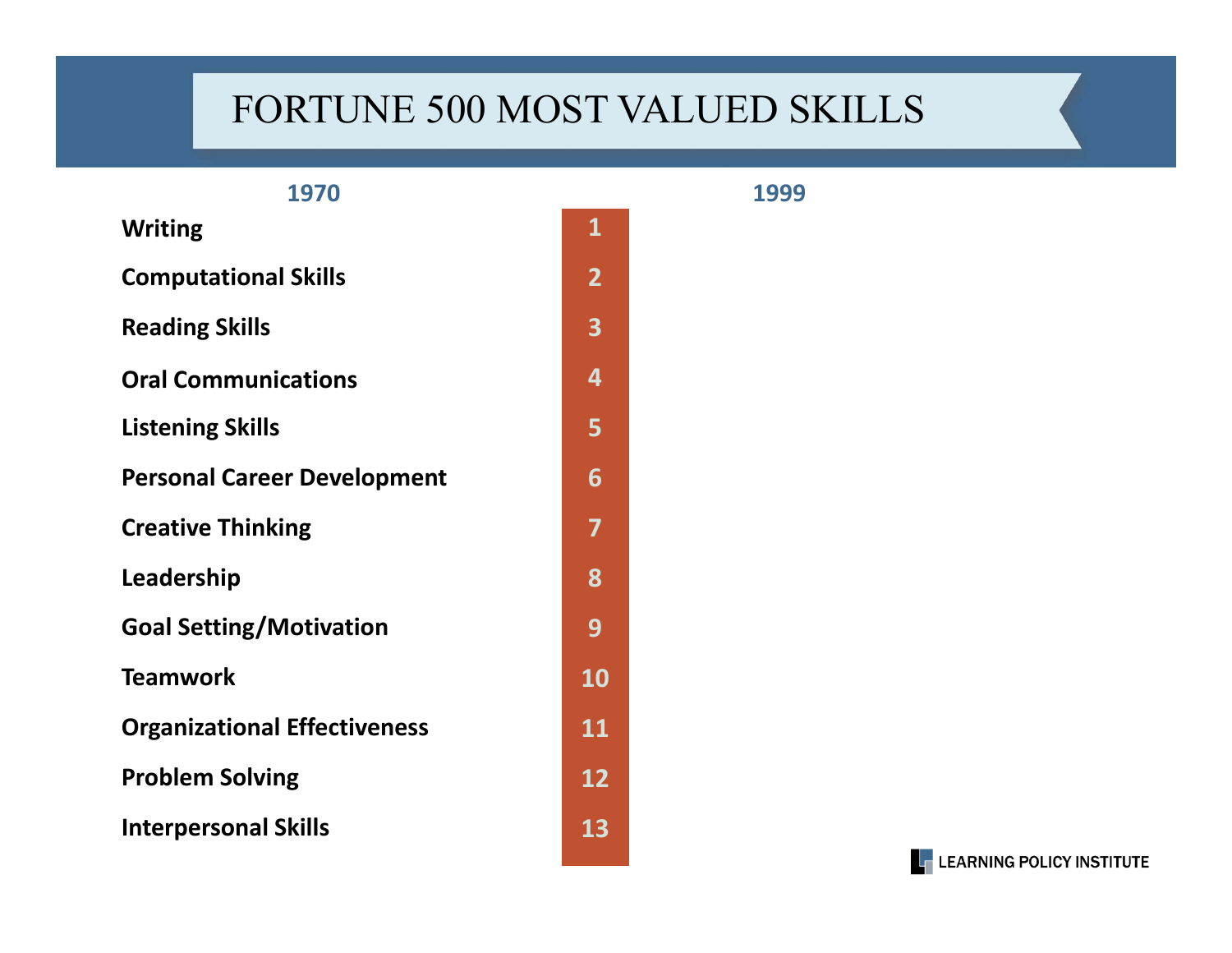# FORTUNE 500 MOST VALUED SKILLS

| 1970 | | 1999 |
|---|---|---|
| Writing | 1 | |
| Computational Skills | 2 | |
| Reading Skills | 3 | |
| Oral Communications | 4 | |
| Listening Skills | 5 | |
| Personal Career Development | 6 | |
| Creative Thinking | 7 | |
| Leadership | 8 | |
| Goal Setting/Motivation | 9 | |
| Teamwork | 10 | |
| Organizational Effectiveness | 11 | |
| Problem Solving | 12 | |
| Interpersonal Skills | 13 | |

LEARNING POLICY INSTITUTE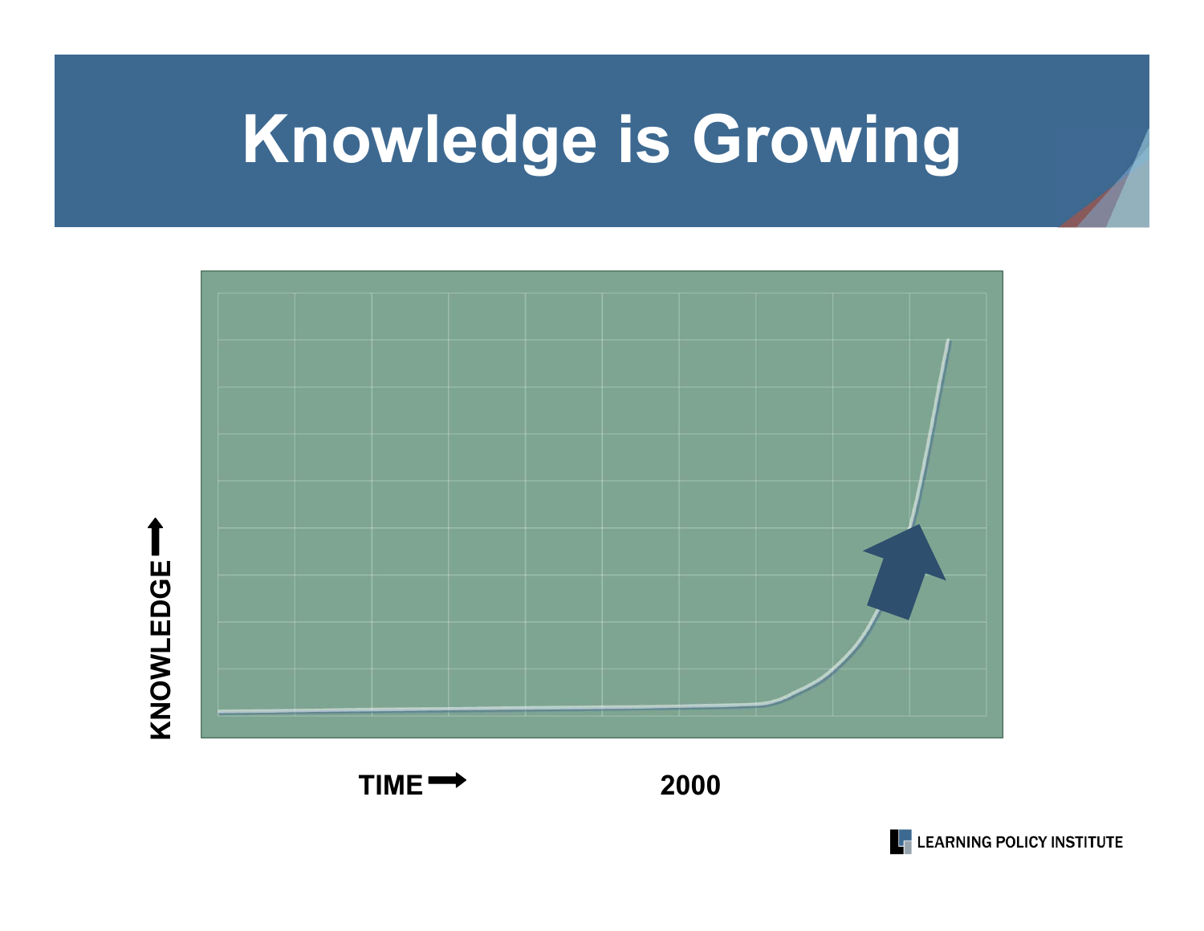# Knowledge is Growing

KNOWLEDGE

TIME

2000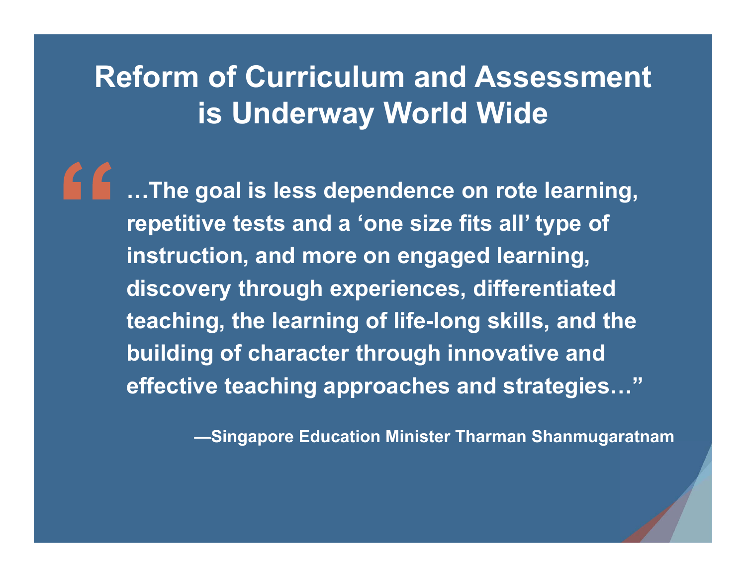# Reform of Curriculum and Assessment is Underway World Wide

> "…The goal is less dependence on rote learning, repetitive tests and a 'one size fits all' type of instruction, and more on engaged learning, discovery through experiences, differentiated teaching, the learning of life-long skills, and the building of character through innovative and effective teaching approaches and strategies…"
>
> —Singapore Education Minister Tharman Shanmugaratnam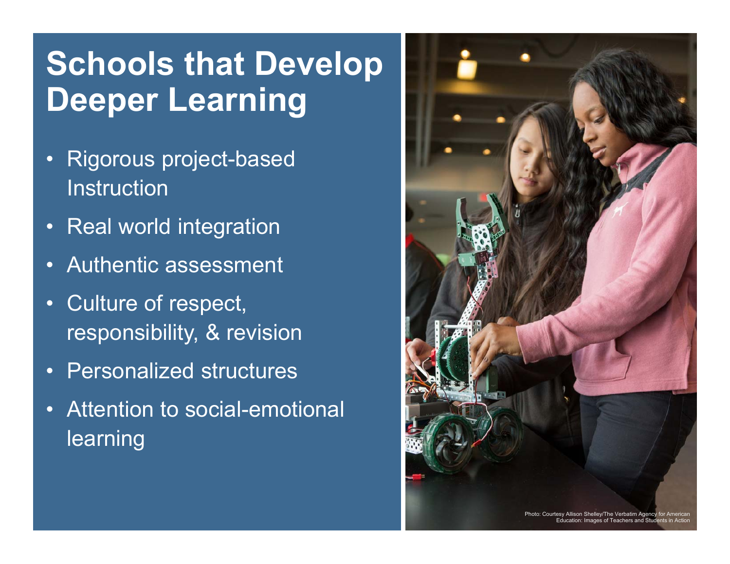# Schools that Develop Deeper Learning

- Rigorous project-based Instruction
- Real world integration
- Authentic assessment
- Culture of respect, responsibility, & revision
- Personalized structures
- Attention to social-emotional learning

Photo: Courtesy Allison Shelley/The Verbatim Agency for American Education: Images of Teachers and Students in Action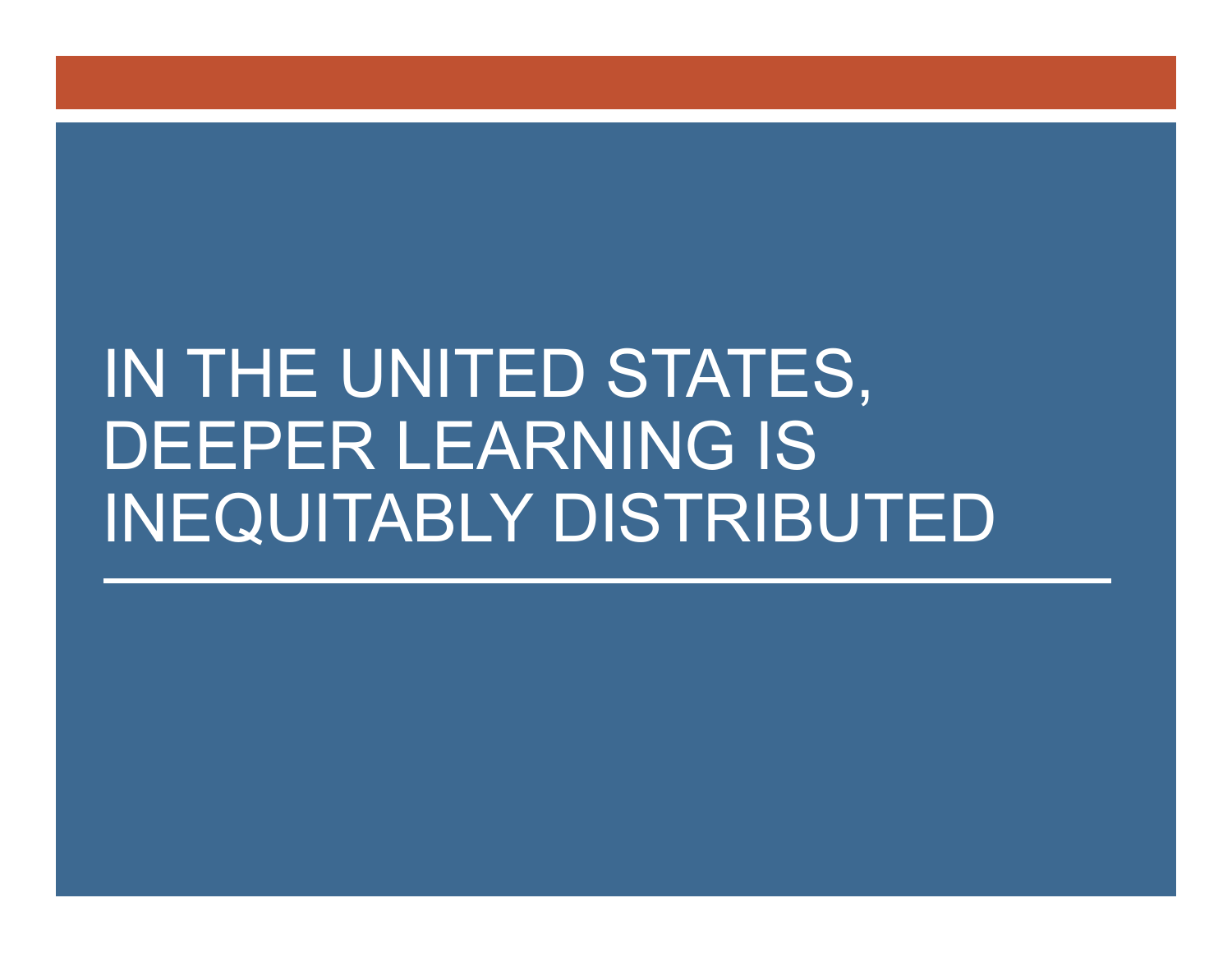# IN THE UNITED STATES, DEEPER LEARNING IS INEQUITABLY DISTRIBUTED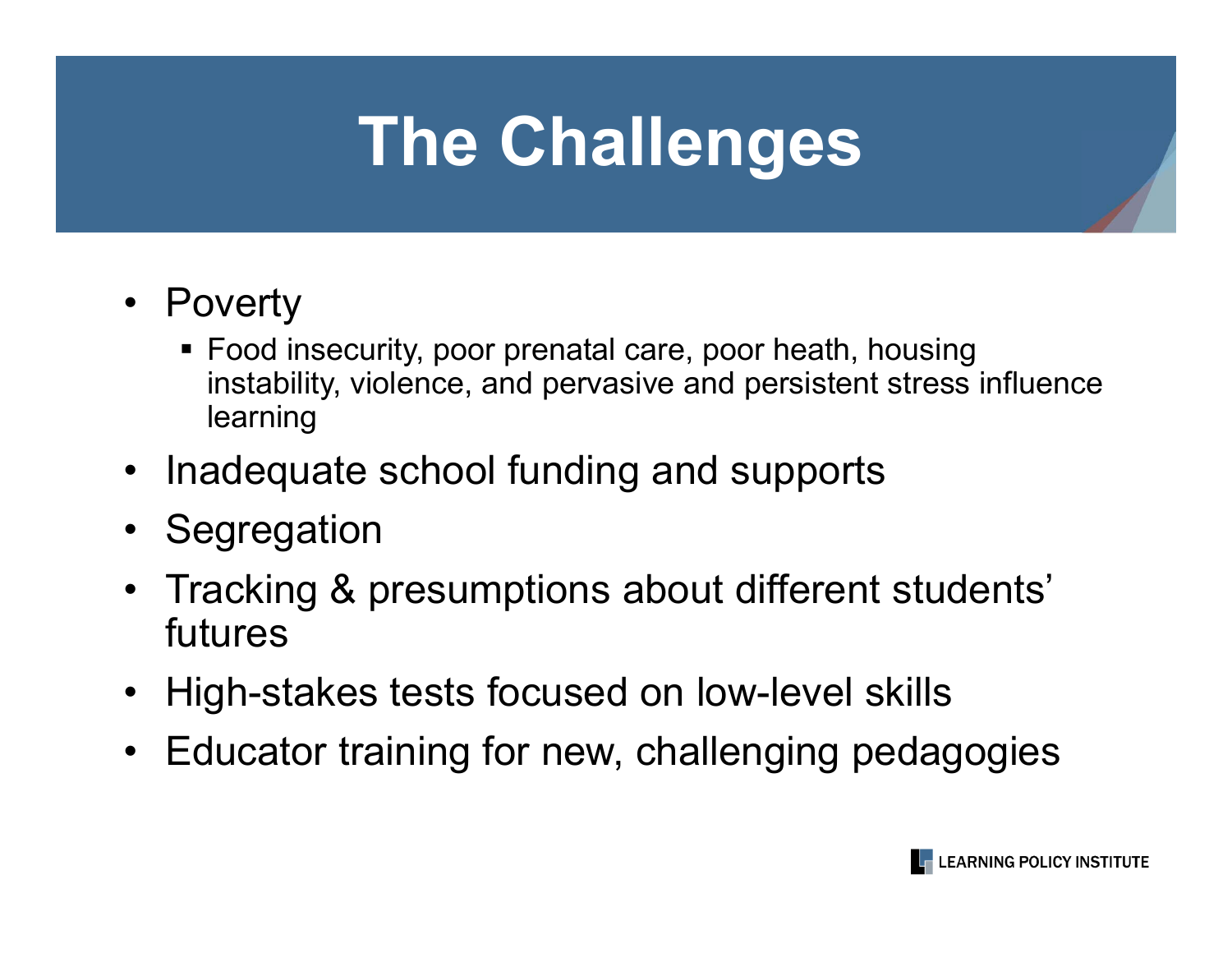# The Challenges

- Poverty
  - Food insecurity, poor prenatal care, poor heath, housing instability, violence, and pervasive and persistent stress influence learning
- Inadequate school funding and supports
- Segregation
- Tracking & presumptions about different students' futures
- High-stakes tests focused on low-level skills
- Educator training for new, challenging pedagogies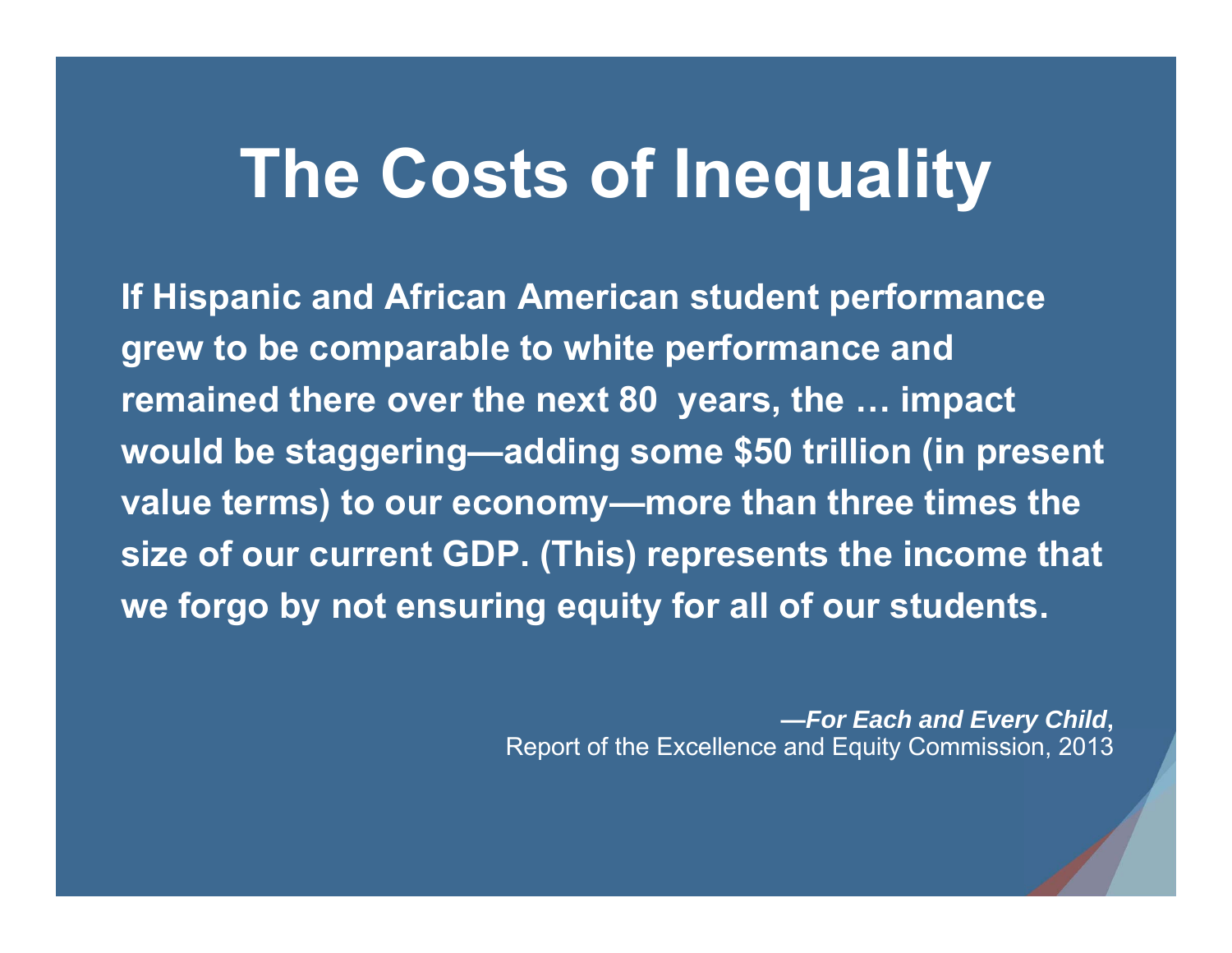# The Costs of Inequality

**If Hispanic and African American student performance grew to be comparable to white performance and remained there over the next 80 years, the … impact would be staggering—adding some $50 trillion (in present value terms) to our economy—more than three times the size of our current GDP. (This) represents the income that we forgo by not ensuring equity for all of our students.**

***—For Each and Every Child*,**
Report of the Excellence and Equity Commission, 2013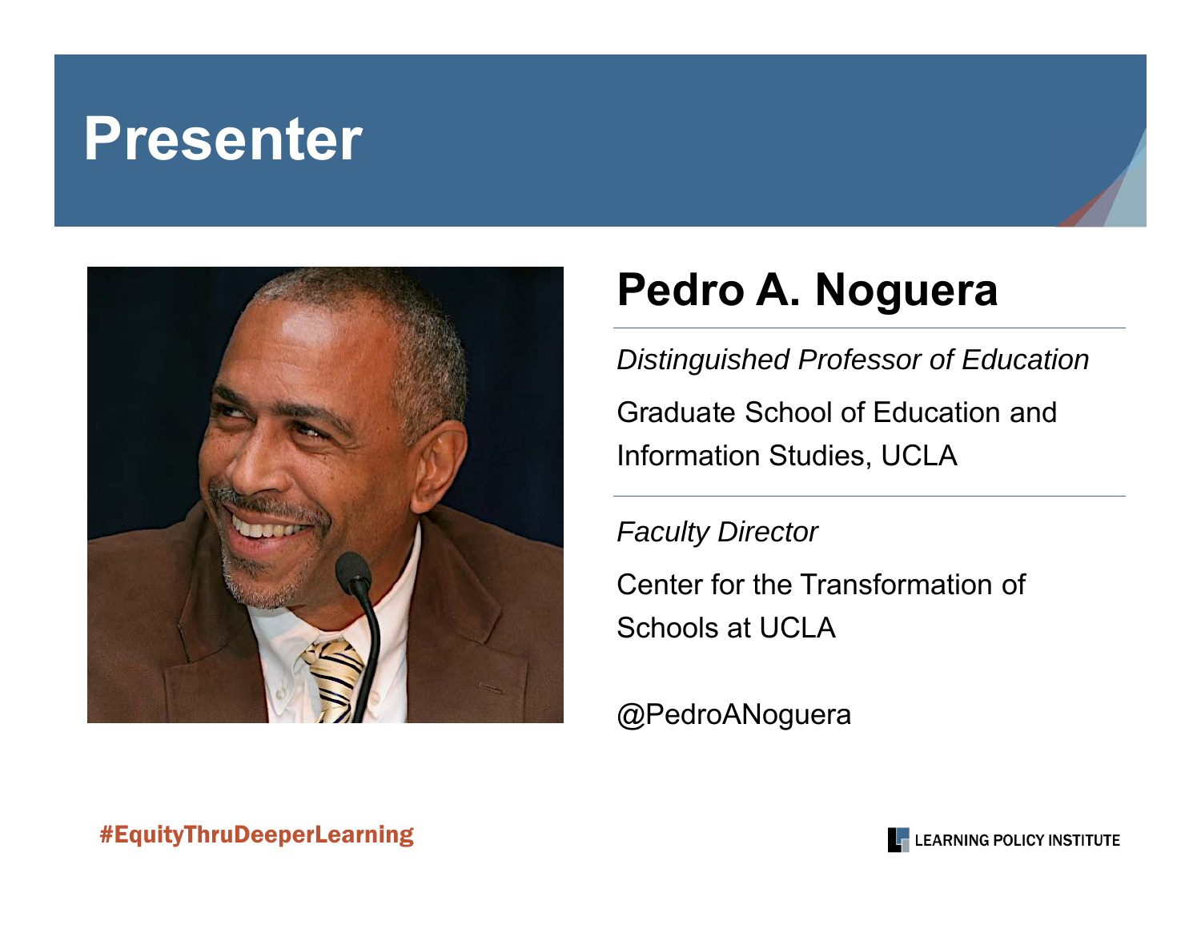# Presenter

## Pedro A. Noguera

*Distinguished Professor of Education*

Graduate School of Education and Information Studies, UCLA

*Faculty Director*

Center for the Transformation of Schools at UCLA

@PedroANoguera

#EquityThruDeeperLearning

LEARNING POLICY INSTITUTE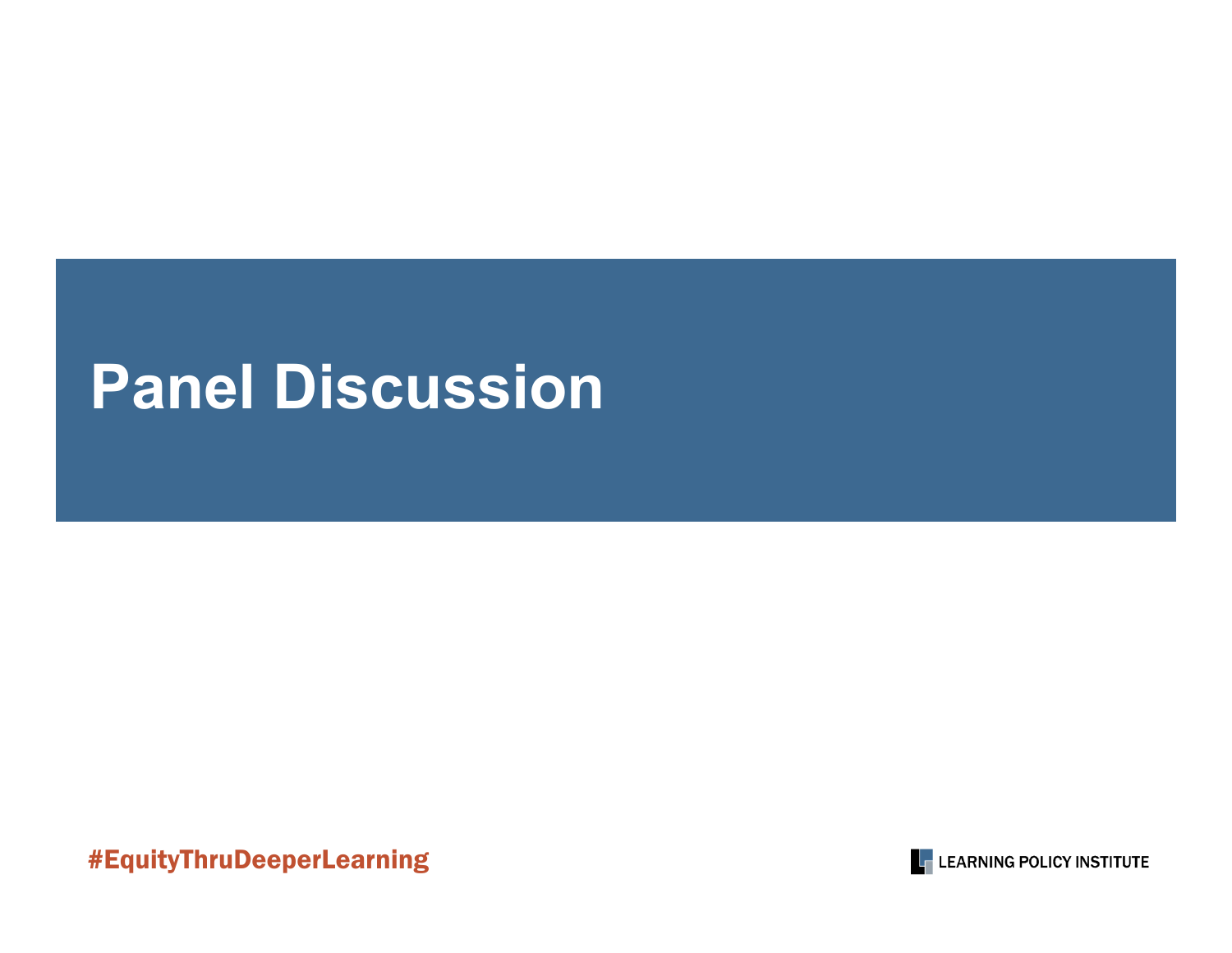# Panel Discussion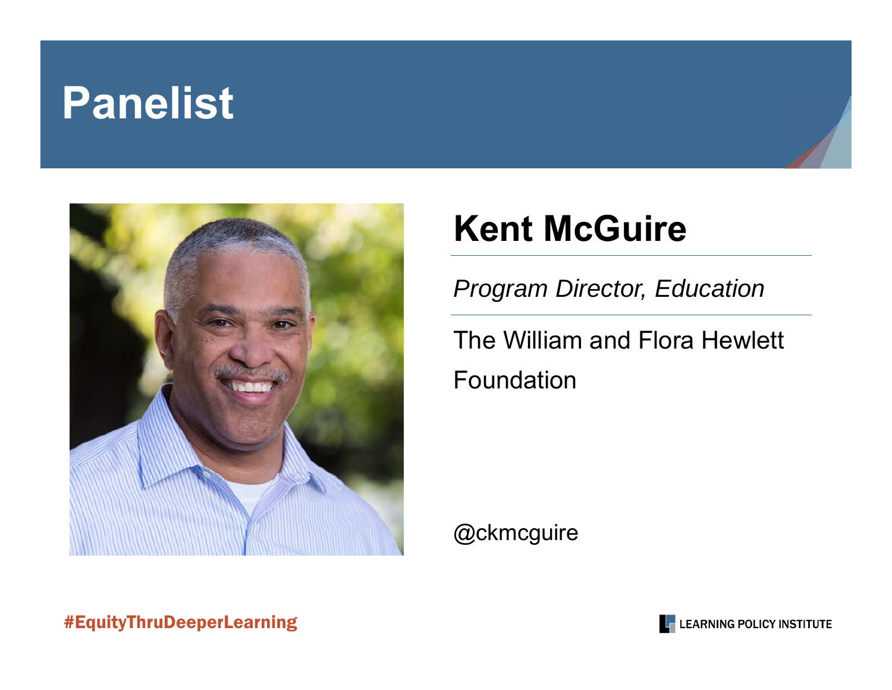# Panelist

## Kent McGuire

*Program Director, Education*

The William and Flora Hewlett Foundation

@ckmcguire

#EquityThruDeeperLearning

LEARNING POLICY INSTITUTE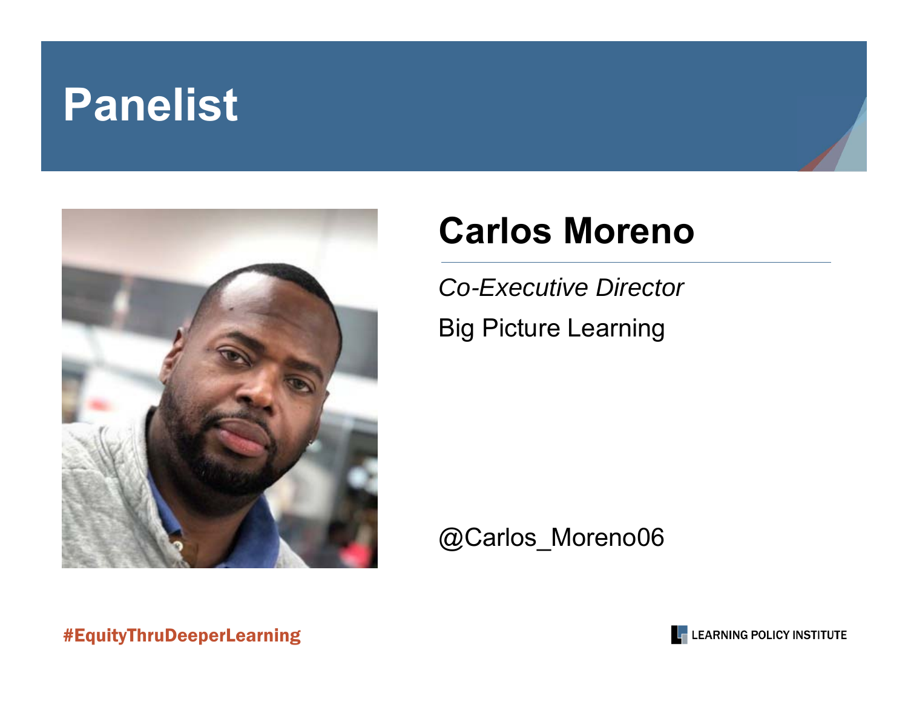# Panelist

## Carlos Moreno

*Co-Executive Director*

Big Picture Learning

@Carlos_Moreno06

#EquityThruDeeperLearning

LEARNING POLICY INSTITUTE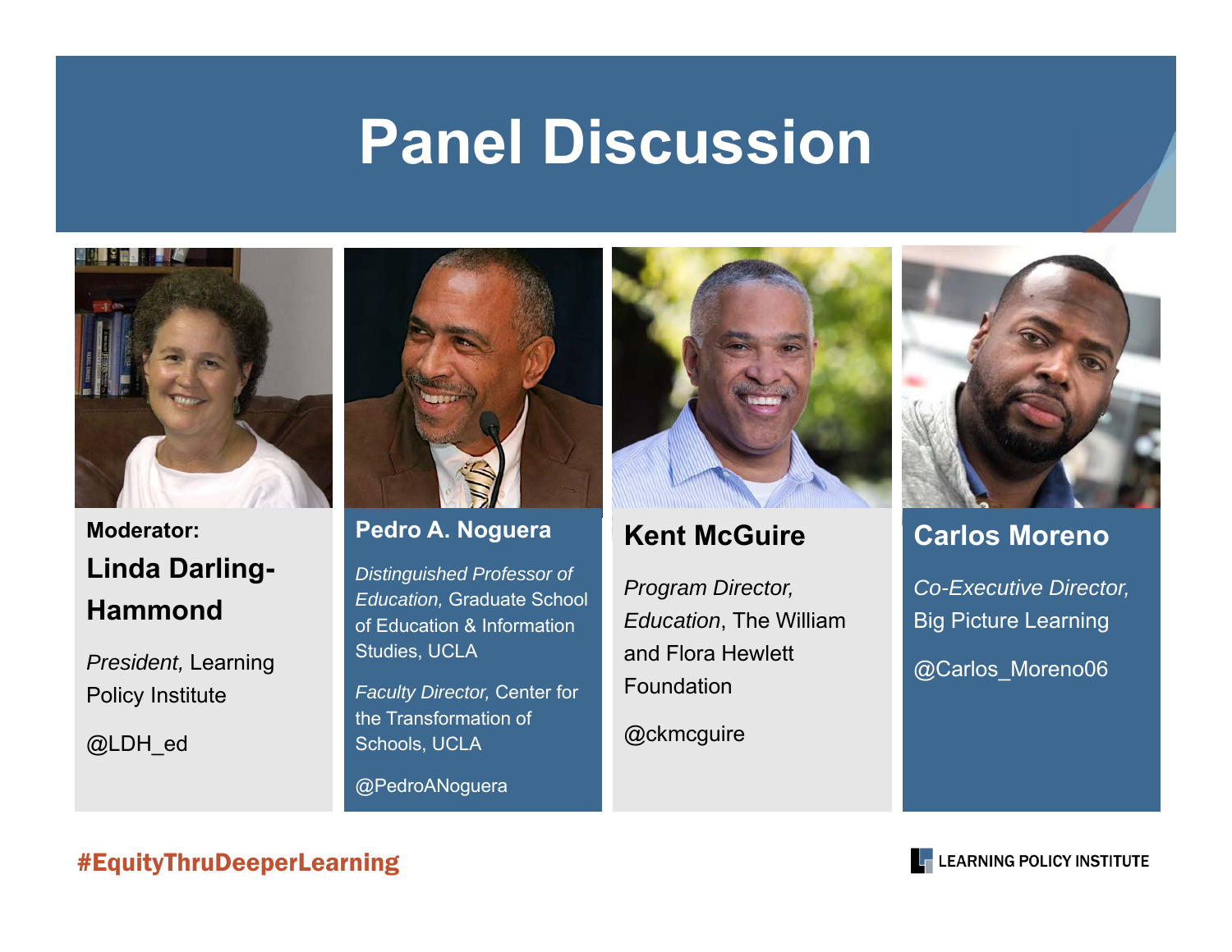# Panel Discussion

**Moderator:**

## Linda Darling-Hammond

*President,* Learning Policy Institute

@LDH_ed

## Pedro A. Noguera

*Distinguished Professor of Education,* Graduate School of Education & Information Studies, UCLA

*Faculty Director,* Center for the Transformation of Schools, UCLA

@PedroANoguera

## Kent McGuire

*Program Director, Education*, The William and Flora Hewlett Foundation

@ckmcguire

## Carlos Moreno

*Co-Executive Director,* Big Picture Learning

@Carlos_Moreno06

#EquityThruDeeperLearning

LEARNING POLICY INSTITUTE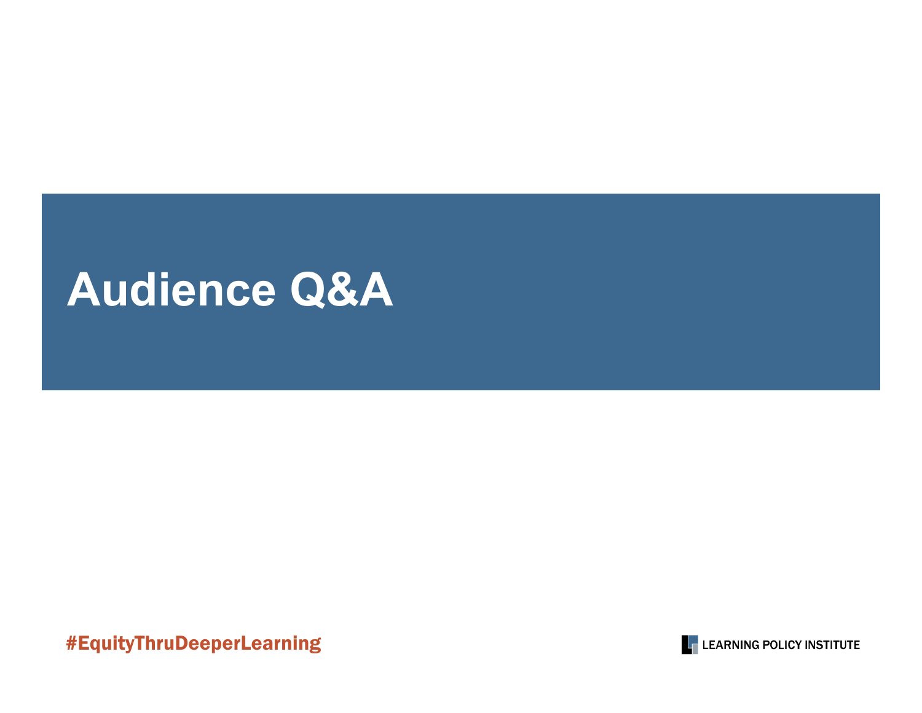# Audience Q&A

#EquityThruDeeperLearning

LEARNING POLICY INSTITUTE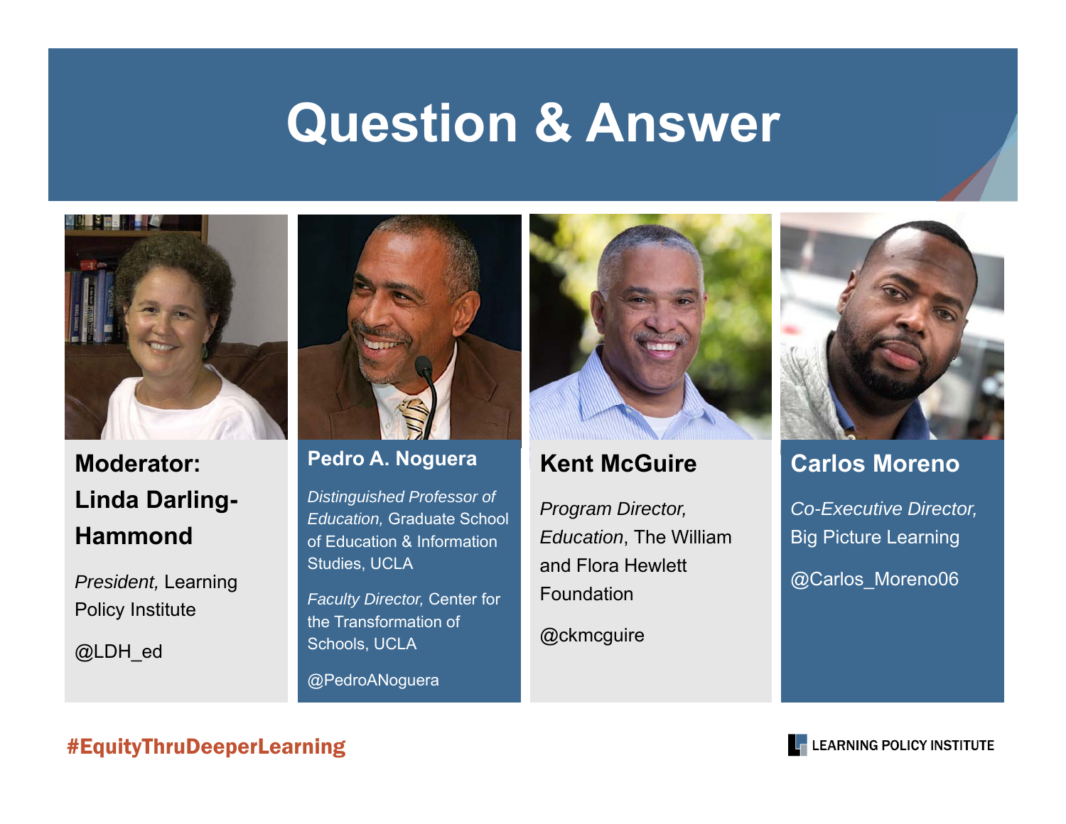# Question & Answer

**Moderator: Linda Darling-Hammond**

*President,* Learning Policy Institute

@LDH_ed

**Pedro A. Noguera**

*Distinguished Professor of Education,* Graduate School of Education & Information Studies, UCLA

*Faculty Director,* Center for the Transformation of Schools, UCLA

@PedroANoguera

**Kent McGuire**

*Program Director, Education*, The William and Flora Hewlett Foundation

@ckmcguire

**Carlos Moreno**

*Co-Executive Director,* Big Picture Learning

@Carlos_Moreno06

#EquityThruDeeperLearning

LEARNING POLICY INSTITUTE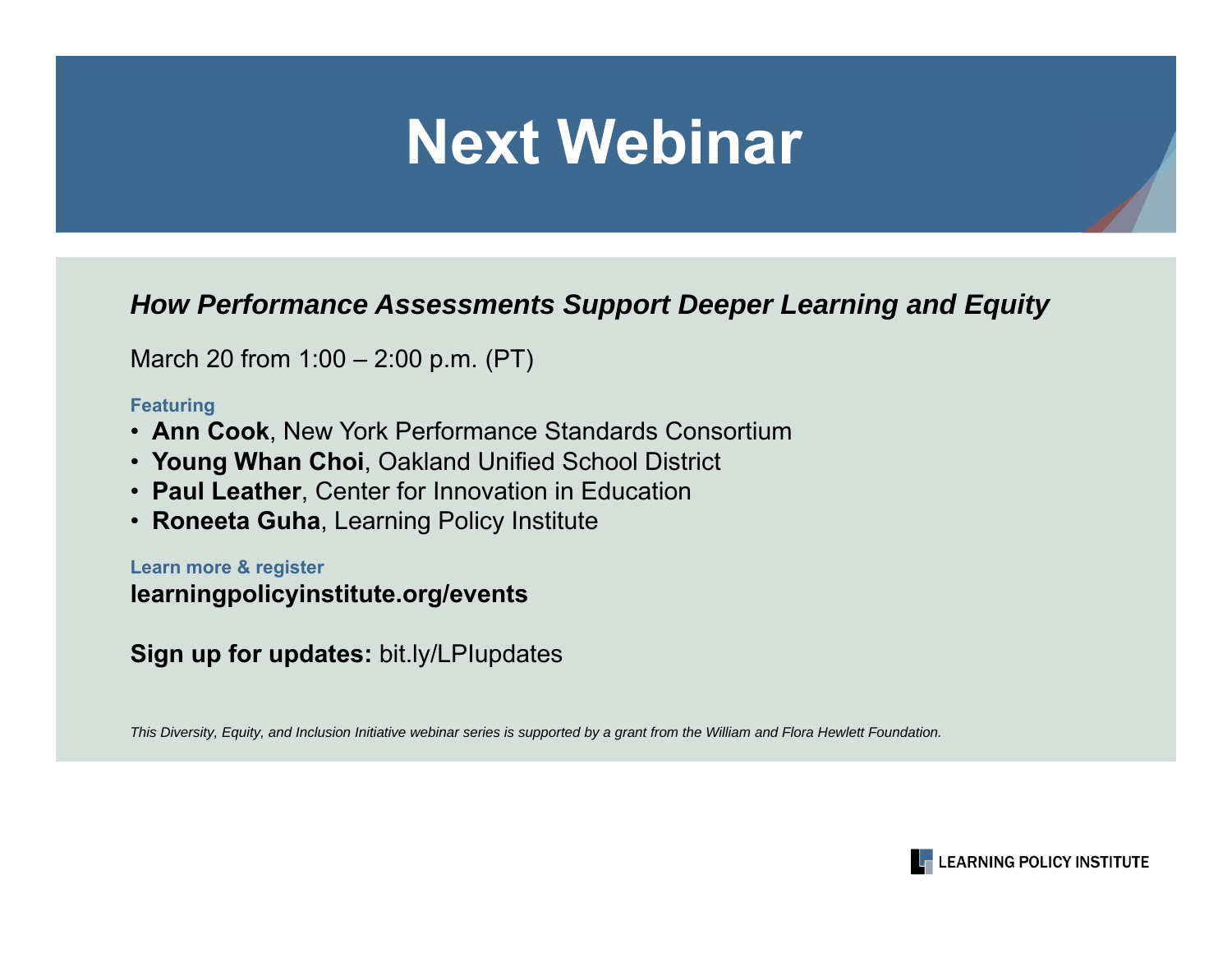# Next Webinar

***How Performance Assessments Support Deeper Learning and Equity***

March 20 from 1:00 – 2:00 p.m. (PT)

**Featuring**

- **Ann Cook**, New York Performance Standards Consortium
- **Young Whan Choi**, Oakland Unified School District
- **Paul Leather**, Center for Innovation in Education
- **Roneeta Guha**, Learning Policy Institute

**Learn more & register**

**learningpolicyinstitute.org/events**

**Sign up for updates:** bit.ly/LPIupdates

*This Diversity, Equity, and Inclusion Initiative webinar series is supported by a grant from the William and Flora Hewlett Foundation.*

LEARNING POLICY INSTITUTE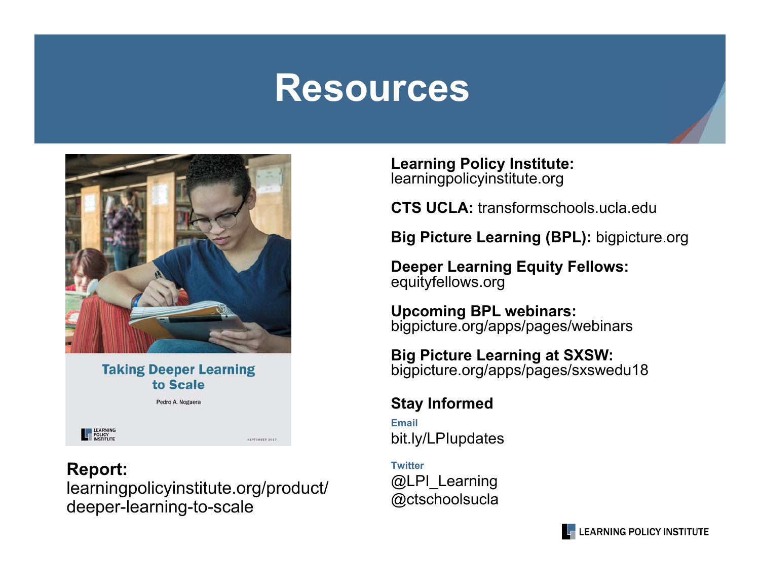# Resources

Taking Deeper Learning to Scale

Pedro A. Noguera

**Report:**
learningpolicyinstitute.org/product/deeper-learning-to-scale

**Learning Policy Institute:**
learningpolicyinstitute.org

**CTS UCLA:** transformschools.ucla.edu

**Big Picture Learning (BPL):** bigpicture.org

**Deeper Learning Equity Fellows:**
equityfellows.org

**Upcoming BPL webinars:**
bigpicture.org/apps/pages/webinars

**Big Picture Learning at SXSW:**
bigpicture.org/apps/pages/sxswedu18

## Stay Informed

**Email**
bit.ly/LPIupdates

**Twitter**
@LPI_Learning
@ctschoolsucla